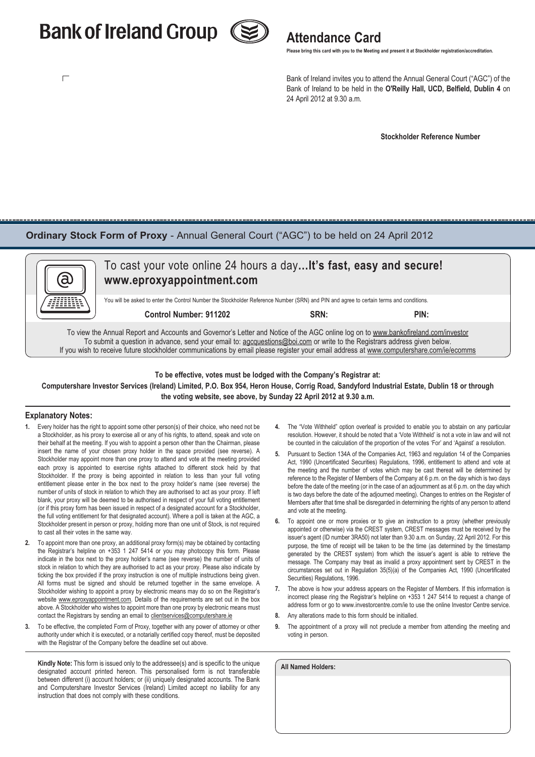# Bank of Ireland Group

## Attendance Card

**Please bring this card with you to the Meeting and present it at Stockholder registration/accreditation.**

Bank of Ireland invites you to attend the Annual General Court ("AGC") of the Bank of Ireland to be held in the **O'Reilly Hall, UCD, Belfield, Dublin 4** on 24 April 2012 at 9.30 a.m.

**Stockholder Reference Number**

---

## Ordinary Stock Form of Proxy - Annual General Court ("AGC") to be held on 24 April 2012

### To cast your vote online 24 hours a day...**It's fast, easy and secure!**
### www.eproxyappointment.com

You will be asked to enter the Control Number the Stockholder Reference Number (SRN) and PIN and agree to certain terms and conditions.

**Control Number: 911202** | **SRN:** | **PIN:**

To view the Annual Report and Accounts and Governor's Letter and Notice of the AGC online log on to www.bankofireland.com/investor
To submit a question in advance, send your email to: agcquestions@boi.com or write to the Registrars address given below.
If you wish to receive future stockholder communications by email please register your email address at www.computershare.com/ie/ecomms

**To be effective, votes must be lodged with the Company's Registrar at:**
**Computershare Investor Services (Ireland) Limited, P.O. Box 954, Heron House, Corrig Road, Sandyford Industrial Estate, Dublin 18 or through the voting website, see above, by Sunday 22 April 2012 at 9.30 a.m.**

### Explanatory Notes:

1. Every holder has the right to appoint some other person(s) of their choice, who need not be a Stockholder, as his proxy to exercise all or any of his rights, to attend, speak and vote on their behalf at the meeting. If you wish to appoint a person other than the Chairman, please insert the name of your chosen proxy holder in the space provided (see reverse). A Stockholder may appoint more than one proxy to attend and vote at the meeting provided each proxy is appointed to exercise rights attached to different stock held by that Stockholder. If the proxy is being appointed in relation to less than your full voting entitlement please enter in the box next to the proxy holder's name (see reverse) the number of units of stock in relation to which they are authorised to act as your proxy. If left blank, your proxy will be deemed to be authorised in respect of your full voting entitlement (or if this proxy form has been issued in respect of a designated account for a Stockholder, the full voting entitlement for that designated account). Where a poll is taken at the AGC, a Stockholder present in person or proxy, holding more than one unit of Stock, is not required to cast all their votes in the same way.
2. To appoint more than one proxy, an additional proxy form(s) may be obtained by contacting the Registrar's helpline on +353 1 247 5414 or you may photocopy this form. Please indicate in the box next to the proxy holder's name (see reverse) the number of units of stock in relation to which they are authorised to act as your proxy. Please also indicate by ticking the box provided if the proxy instruction is one of multiple instructions being given. All forms must be signed and should be returned together in the same envelope. A Stockholder wishing to appoint a proxy by electronic means may do so on the Registrar's website www.eproxyappointment.com. Details of the requirements are set out in the box above. A Stockholder who wishes to appoint more than one proxy by electronic means must contact the Registrars by sending an email to clientservices@computershare.ie
3. To be effective, the completed Form of Proxy, together with any power of attorney or other authority under which it is executed, or a notarially certified copy thereof, must be deposited with the Registrar of the Company before the deadline set out above.
4. The "Vote Withheld" option overleaf is provided to enable you to abstain on any particular resolution. However, it should be noted that a 'Vote Withheld' is not a vote in law and will not be counted in the calculation of the proportion of the votes 'For' and 'Against' a resolution.
5. Pursuant to Section 134A of the Companies Act, 1963 and regulation 14 of the Companies Act, 1990 (Uncertificated Securities) Regulations, 1996, entitlement to attend and vote at the meeting and the number of votes which may be cast thereat will be determined by reference to the Register of Members of the Company at 6 p.m. on the day which is two days before the date of the meeting (or in the case of an adjournment as at 6 p.m. on the day which is two days before the date of the adjourned meeting). Changes to entries on the Register of Members after that time shall be disregarded in determining the rights of any person to attend and vote at the meeting.
6. To appoint one or more proxies or to give an instruction to a proxy (whether previously appointed or otherwise) via the CREST system, CREST messages must be received by the issuer's agent (ID number 3RA50) not later than 9.30 a.m. on Sunday, 22 April 2012. For this purpose, the time of receipt will be taken to be the time (as determined by the timestamp generated by the CREST system) from which the issuer's agent is able to retrieve the message. The Company may treat as invalid a proxy appointment sent by CREST in the circumstances set out in Regulation 35(5)(a) of the Companies Act, 1990 (Uncertificated Securities) Regulations, 1996.
7. The above is how your address appears on the Register of Members. If this information is incorrect please ring the Registrar's helpline on +353 1 247 5414 to request a change of address form or go to www.investorcentre.com/ie to use the online Investor Centre service.
8. Any alterations made to this form should be initialled.
9. The appointment of a proxy will not preclude a member from attending the meeting and voting in person.

**Kindly Note:** This form is issued only to the addressee(s) and is specific to the unique designated account printed hereon. This personalised form is not transferable between different (i) account holders; or (ii) uniquely designated accounts. The Bank and Computershare Investor Services (Ireland) Limited accept no liability for any instruction that does not comply with these conditions.

**All Named Holders:**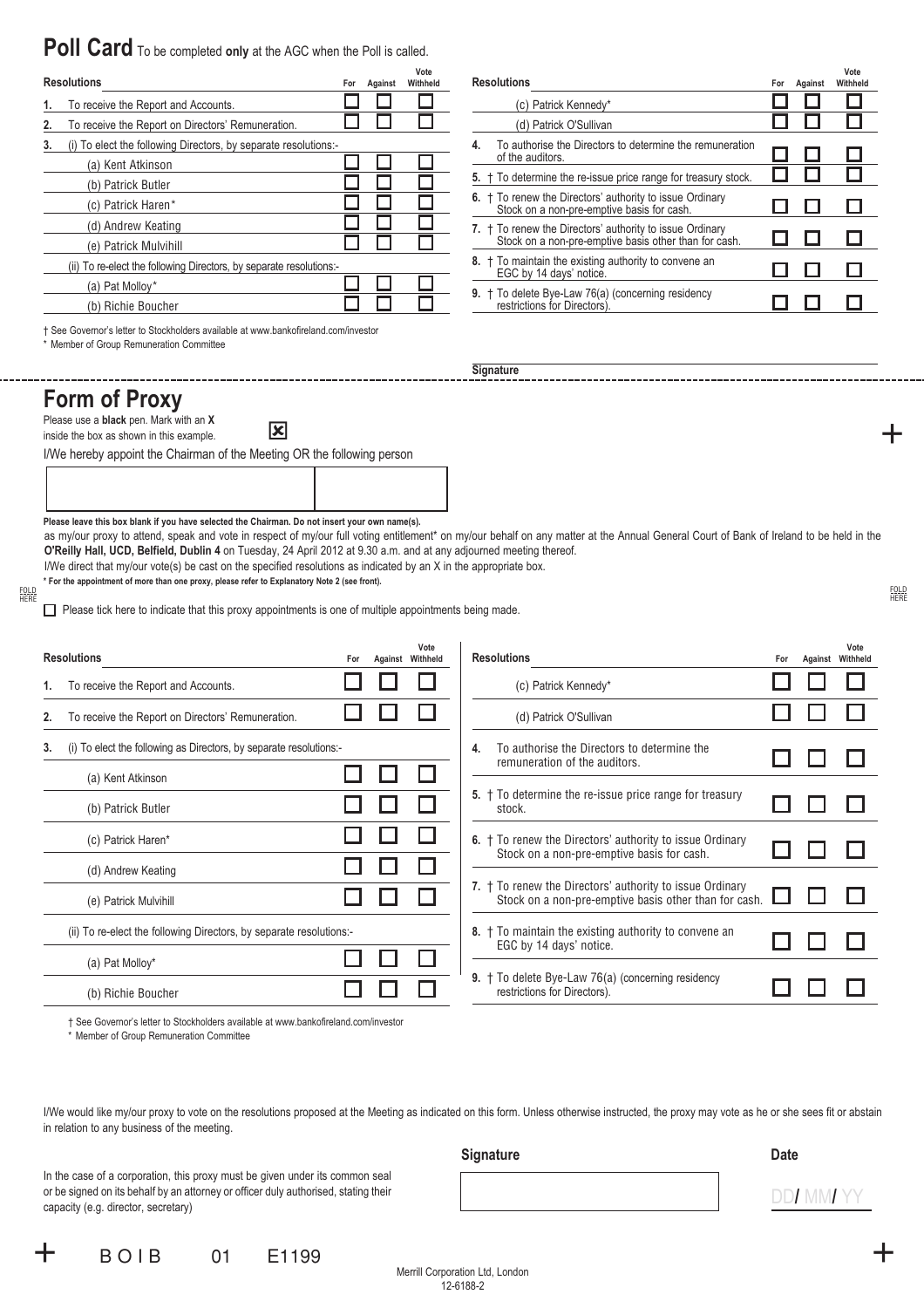# Poll Card

To be completed **only** at the AGC when the Poll is called.

| Resolutions | For | Against | Vote Withheld |
|---|---|---|---|
| **1.** To receive the Report and Accounts. | ☐ | ☐ | ☐ |
| **2.** To receive the Report on Directors' Remuneration. | ☐ | ☐ | ☐ |
| **3.** (i) To elect the following Directors, by separate resolutions:- | | | |
| (a) Kent Atkinson | ☐ | ☐ | ☐ |
| (b) Patrick Butler | ☐ | ☐ | ☐ |
| (c) Patrick Haren* | ☐ | ☐ | ☐ |
| (d) Andrew Keating | ☐ | ☐ | ☐ |
| (e) Patrick Mulvihill | ☐ | ☐ | ☐ |
| (ii) To re-elect the following Directors, by separate resolutions:- | | | |
| (a) Pat Molloy* | ☐ | ☐ | ☐ |
| (b) Richie Boucher | ☐ | ☐ | ☐ |
| (c) Patrick Kennedy* | ☐ | ☐ | ☐ |
| (d) Patrick O'Sullivan | ☐ | ☐ | ☐ |
| **4.** To authorise the Directors to determine the remuneration of the auditors. | ☐ | ☐ | ☐ |
| **5.** † To determine the re-issue price range for treasury stock. | ☐ | ☐ | ☐ |
| **6.** † To renew the Directors' authority to issue Ordinary Stock on a non-pre-emptive basis for cash. | ☐ | ☐ | ☐ |
| **7.** † To renew the Directors' authority to issue Ordinary Stock on a non-pre-emptive basis other than for cash. | ☐ | ☐ | ☐ |
| **8.** † To maintain the existing authority to convene an EGC by 14 days' notice. | ☐ | ☐ | ☐ |
| **9.** † To delete Bye-Law 76(a) (concerning residency restrictions for Directors). | ☐ | ☐ | ☐ |

† See Governor's letter to Stockholders available at www.bankofireland.com/investor
\* Member of Group Remuneration Committee

**Signature** ____________________

# Form of Proxy

Please use a **black** pen. Mark with an **X** inside the box as shown in this example. ☒

I/We hereby appoint the Chairman of the Meeting OR the following person

**Please leave this box blank if you have selected the Chairman. Do not insert your own name(s).**

as my/our proxy to attend, speak and vote in respect of my/our full voting entitlement* on my/our behalf on any matter at the Annual General Court of Bank of Ireland to be held in the **O'Reilly Hall, UCD, Belfield, Dublin 4** on Tuesday, 24 April 2012 at 9.30 a.m. and at any adjourned meeting thereof.

I/We direct that my/our vote(s) be cast on the specified resolutions as indicated by an X in the appropriate box.

**\* For the appointment of more than one proxy, please refer to Explanatory Note 2 (see front).**

☐ Please tick here to indicate that this proxy appointments is one of multiple appointments being made.

| Resolutions | For | Against | Vote Withheld |
|---|---|---|---|
| **1.** To receive the Report and Accounts. | ☐ | ☐ | ☐ |
| **2.** To receive the Report on Directors' Remuneration. | ☐ | ☐ | ☐ |
| **3.** (i) To elect the following as Directors, by separate resolutions:- | | | |
| (a) Kent Atkinson | ☐ | ☐ | ☐ |
| (b) Patrick Butler | ☐ | ☐ | ☐ |
| (c) Patrick Haren* | ☐ | ☐ | ☐ |
| (d) Andrew Keating | ☐ | ☐ | ☐ |
| (e) Patrick Mulvihill | ☐ | ☐ | ☐ |
| (ii) To re-elect the following Directors, by separate resolutions:- | | | |
| (a) Pat Molloy* | ☐ | ☐ | ☐ |
| (b) Richie Boucher | ☐ | ☐ | ☐ |
| (c) Patrick Kennedy* | ☐ | ☐ | ☐ |
| (d) Patrick O'Sullivan | ☐ | ☐ | ☐ |
| **4.** To authorise the Directors to determine the remuneration of the auditors. | ☐ | ☐ | ☐ |
| **5.** † To determine the re-issue price range for treasury stock. | ☐ | ☐ | ☐ |
| **6.** † To renew the Directors' authority to issue Ordinary Stock on a non-pre-emptive basis for cash. | ☐ | ☐ | ☐ |
| **7.** † To renew the Directors' authority to issue Ordinary Stock on a non-pre-emptive basis other than for cash. | ☐ | ☐ | ☐ |
| **8.** † To maintain the existing authority to convene an EGC by 14 days' notice. | ☐ | ☐ | ☐ |
| **9.** † To delete Bye-Law 76(a) (concerning residency restrictions for Directors). | ☐ | ☐ | ☐ |

† See Governor's letter to Stockholders available at www.bankofireland.com/investor
\* Member of Group Remuneration Committee

I/We would like my/our proxy to vote on the resolutions proposed at the Meeting as indicated on this form. Unless otherwise instructed, the proxy may vote as he or she sees fit or abstain in relation to any business of the meeting.

In the case of a corporation, this proxy must be given under its common seal or be signed on its behalf by an attorney or officer duly authorised, stating their capacity (e.g. director, secretary)

**Signature** ____________________ **Date** DD/ MM/ YY

B O I B 01 E1199

Merrill Corporation Ltd, London
12-6188-2